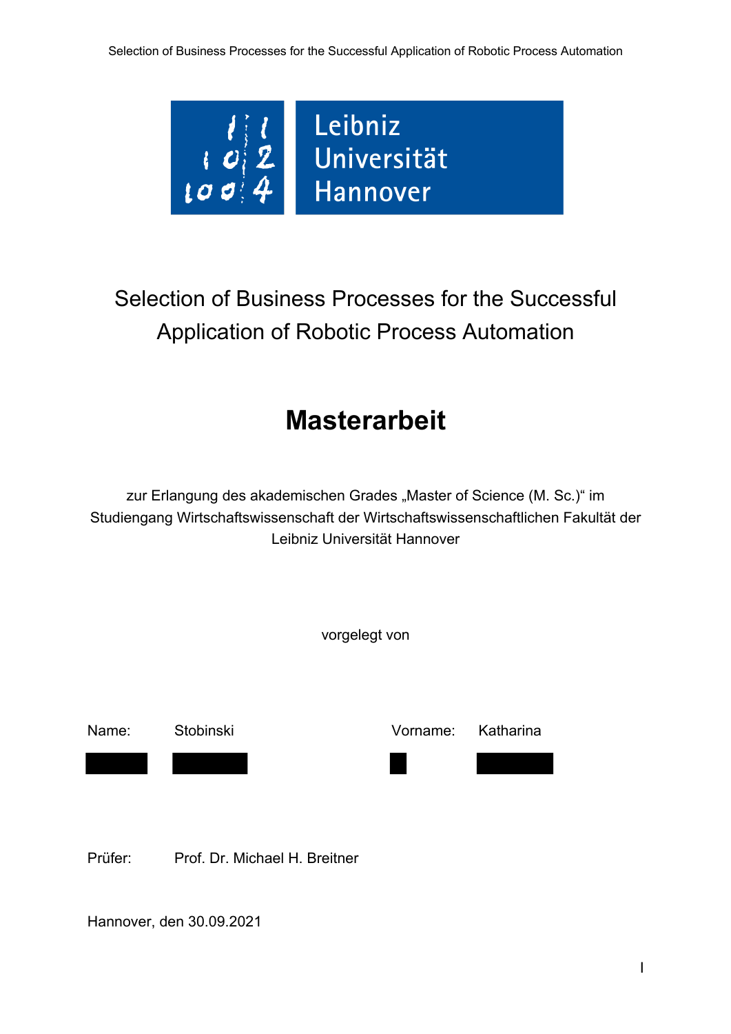Leibniz Universität Hannover

# Selection of Business Processes for the Successful Application of Robotic Process Automation

## Masterarbeit

zur Erlangung des akademischen Grades „Master of Science (M. Sc.)“ im Studiengang Wirtschaftswissenschaft der Wirtschaftswissenschaftlichen Fakultät der Leibniz Universität Hannover

vorgelegt von

Name: Stobinski     Vorname: Katharina

Prüfer: Prof. Dr. Michael H. Breitner

Hannover, den 30.09.2021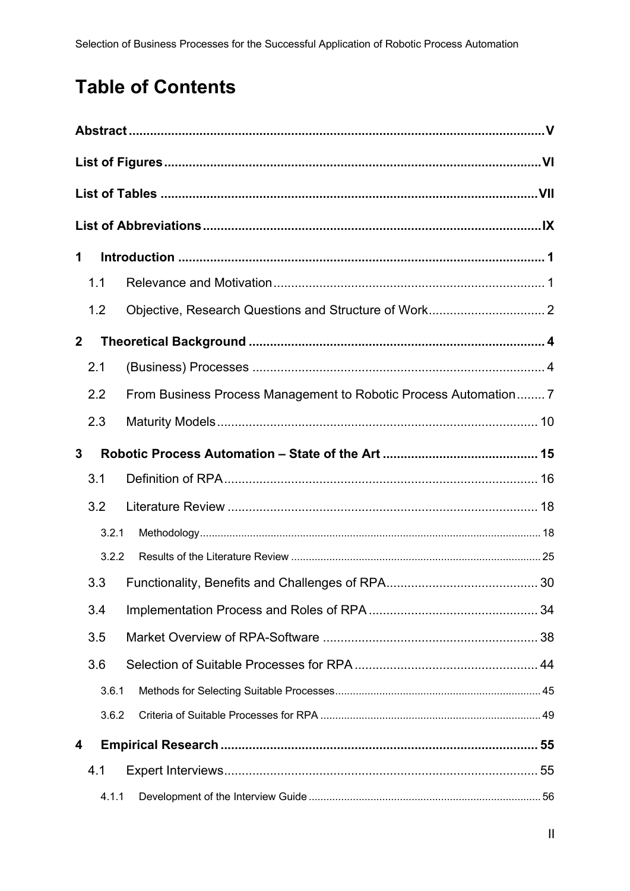# Table of Contents

**Abstract** ..... V

**List of Figures** ..... VI

**List of Tables** ..... VII

**List of Abbreviations** ..... IX

**1 Introduction** ..... 1

- 1.1 Relevance and Motivation ..... 1
- 1.2 Objective, Research Questions and Structure of Work ..... 2

**2 Theoretical Background** ..... 4

- 2.1 (Business) Processes ..... 4
- 2.2 From Business Process Management to Robotic Process Automation ..... 7
- 2.3 Maturity Models ..... 10

**3 Robotic Process Automation – State of the Art** ..... 15

- 3.1 Definition of RPA ..... 16
- 3.2 Literature Review ..... 18
  - 3.2.1 Methodology ..... 18
  - 3.2.2 Results of the Literature Review ..... 25
- 3.3 Functionality, Benefits and Challenges of RPA ..... 30
- 3.4 Implementation Process and Roles of RPA ..... 34
- 3.5 Market Overview of RPA-Software ..... 38
- 3.6 Selection of Suitable Processes for RPA ..... 44
  - 3.6.1 Methods for Selecting Suitable Processes ..... 45
  - 3.6.2 Criteria of Suitable Processes for RPA ..... 49

**4 Empirical Research** ..... 55

- 4.1 Expert Interviews ..... 55
  - 4.1.1 Development of the Interview Guide ..... 56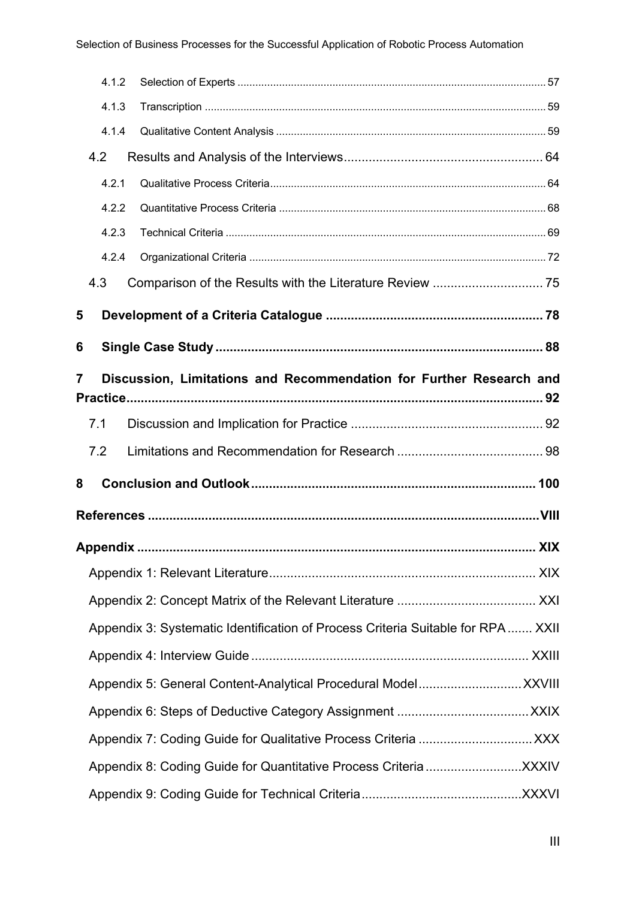4.1.2 Selection of Experts ........ 57

4.1.3 Transcription ........ 59

4.1.4 Qualitative Content Analysis ........ 59

4.2 Results and Analysis of the Interviews ........ 64

4.2.1 Qualitative Process Criteria ........ 64

4.2.2 Quantitative Process Criteria ........ 68

4.2.3 Technical Criteria ........ 69

4.2.4 Organizational Criteria ........ 72

4.3 Comparison of the Results with the Literature Review ........ 75

**5 Development of a Criteria Catalogue ........ 78**

**6 Single Case Study ........ 88**

**7 Discussion, Limitations and Recommendation for Further Research and Practice ........ 92**

7.1 Discussion and Implication for Practice ........ 92

7.2 Limitations and Recommendation for Research ........ 98

**8 Conclusion and Outlook ........ 100**

**References ........ VIII**

**Appendix ........ XIX**

Appendix 1: Relevant Literature ........ XIX

Appendix 2: Concept Matrix of the Relevant Literature ........ XXI

Appendix 3: Systematic Identification of Process Criteria Suitable for RPA ........ XXII

Appendix 4: Interview Guide ........ XXIII

Appendix 5: General Content-Analytical Procedural Model ........ XXVIII

Appendix 6: Steps of Deductive Category Assignment ........ XXIX

Appendix 7: Coding Guide for Qualitative Process Criteria ........ XXX

Appendix 8: Coding Guide for Quantitative Process Criteria ........ XXXIV

Appendix 9: Coding Guide for Technical Criteria ........ XXXVI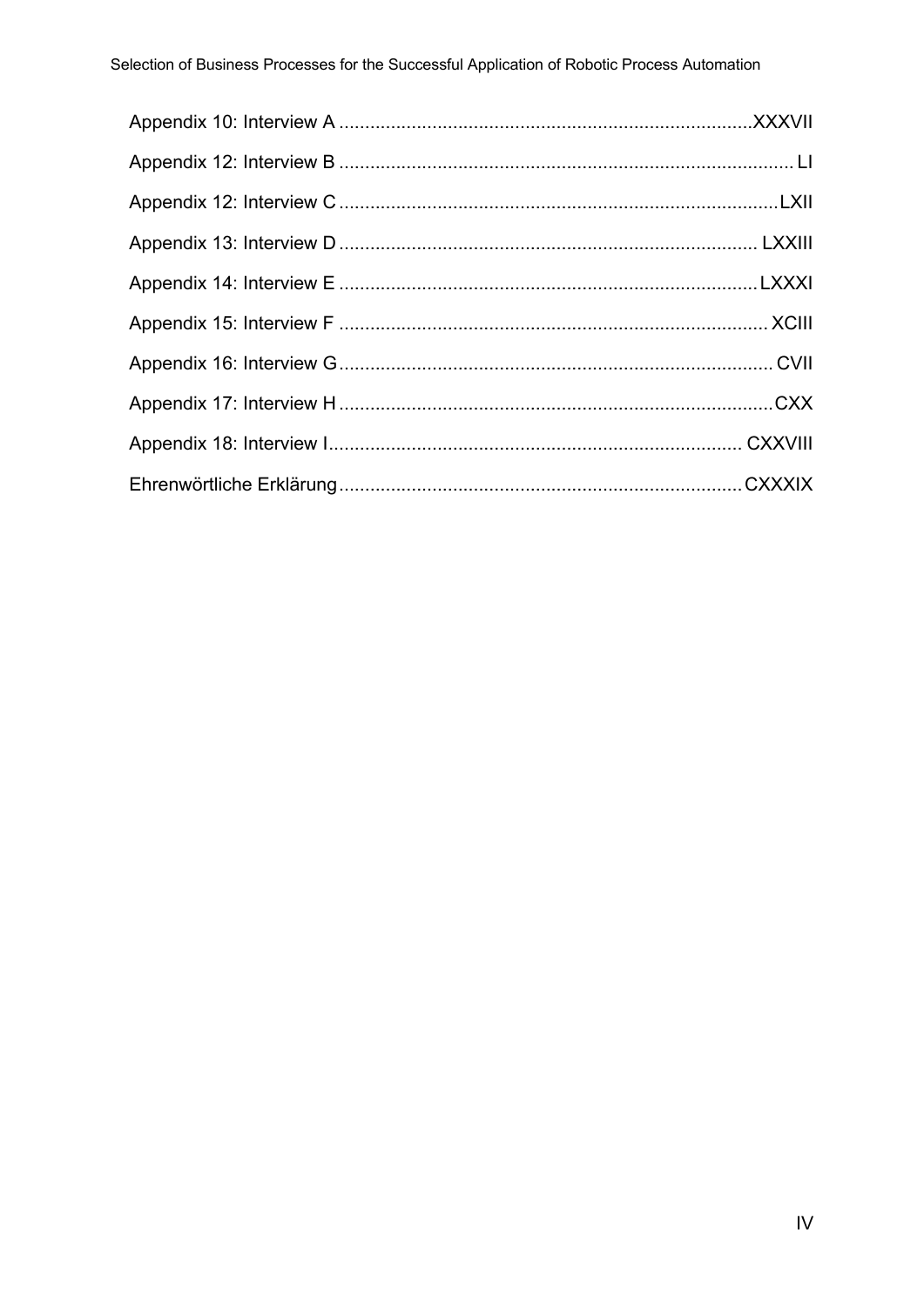Appendix 10: Interview A ..... XXXVII

Appendix 12: Interview B ..... LI

Appendix 12: Interview C ..... LXII

Appendix 13: Interview D ..... LXXIII

Appendix 14: Interview E ..... LXXXI

Appendix 15: Interview F ..... XCIII

Appendix 16: Interview G ..... CVII

Appendix 17: Interview H ..... CXX

Appendix 18: Interview I ..... CXXVIII

Ehrenwörtliche Erklärung ..... CXXXIX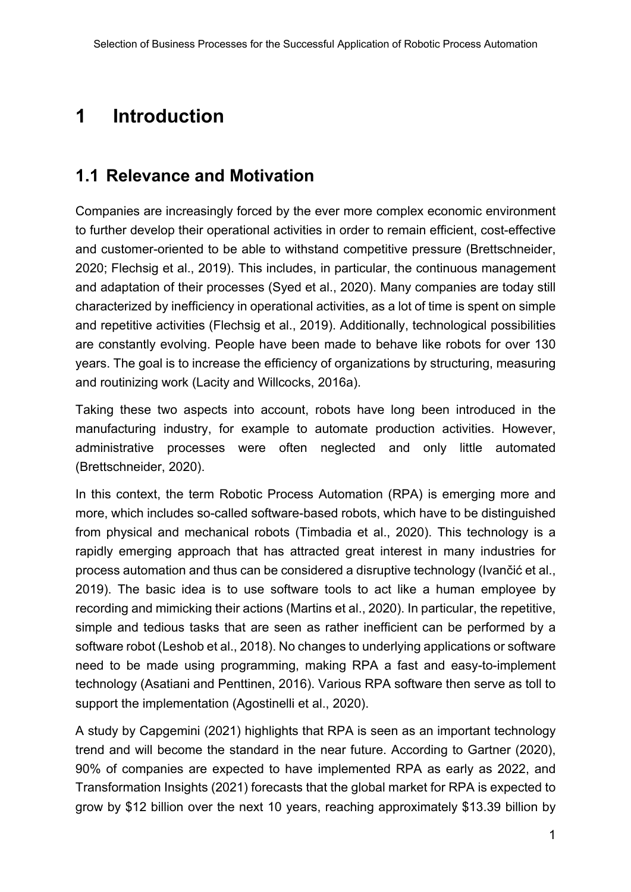# 1 Introduction

## 1.1 Relevance and Motivation

Companies are increasingly forced by the ever more complex economic environment to further develop their operational activities in order to remain efficient, cost-effective and customer-oriented to be able to withstand competitive pressure (Brettschneider, 2020; Flechsig et al., 2019). This includes, in particular, the continuous management and adaptation of their processes (Syed et al., 2020). Many companies are today still characterized by inefficiency in operational activities, as a lot of time is spent on simple and repetitive activities (Flechsig et al., 2019). Additionally, technological possibilities are constantly evolving. People have been made to behave like robots for over 130 years. The goal is to increase the efficiency of organizations by structuring, measuring and routinizing work (Lacity and Willcocks, 2016a).

Taking these two aspects into account, robots have long been introduced in the manufacturing industry, for example to automate production activities. However, administrative processes were often neglected and only little automated (Brettschneider, 2020).

In this context, the term Robotic Process Automation (RPA) is emerging more and more, which includes so-called software-based robots, which have to be distinguished from physical and mechanical robots (Timbadia et al., 2020). This technology is a rapidly emerging approach that has attracted great interest in many industries for process automation and thus can be considered a disruptive technology (Ivančić et al., 2019). The basic idea is to use software tools to act like a human employee by recording and mimicking their actions (Martins et al., 2020). In particular, the repetitive, simple and tedious tasks that are seen as rather inefficient can be performed by a software robot (Leshob et al., 2018). No changes to underlying applications or software need to be made using programming, making RPA a fast and easy-to-implement technology (Asatiani and Penttinen, 2016). Various RPA software then serve as toll to support the implementation (Agostinelli et al., 2020).

A study by Capgemini (2021) highlights that RPA is seen as an important technology trend and will become the standard in the near future. According to Gartner (2020), 90% of companies are expected to have implemented RPA as early as 2022, and Transformation Insights (2021) forecasts that the global market for RPA is expected to grow by $12 billion over the next 10 years, reaching approximately $13.39 billion by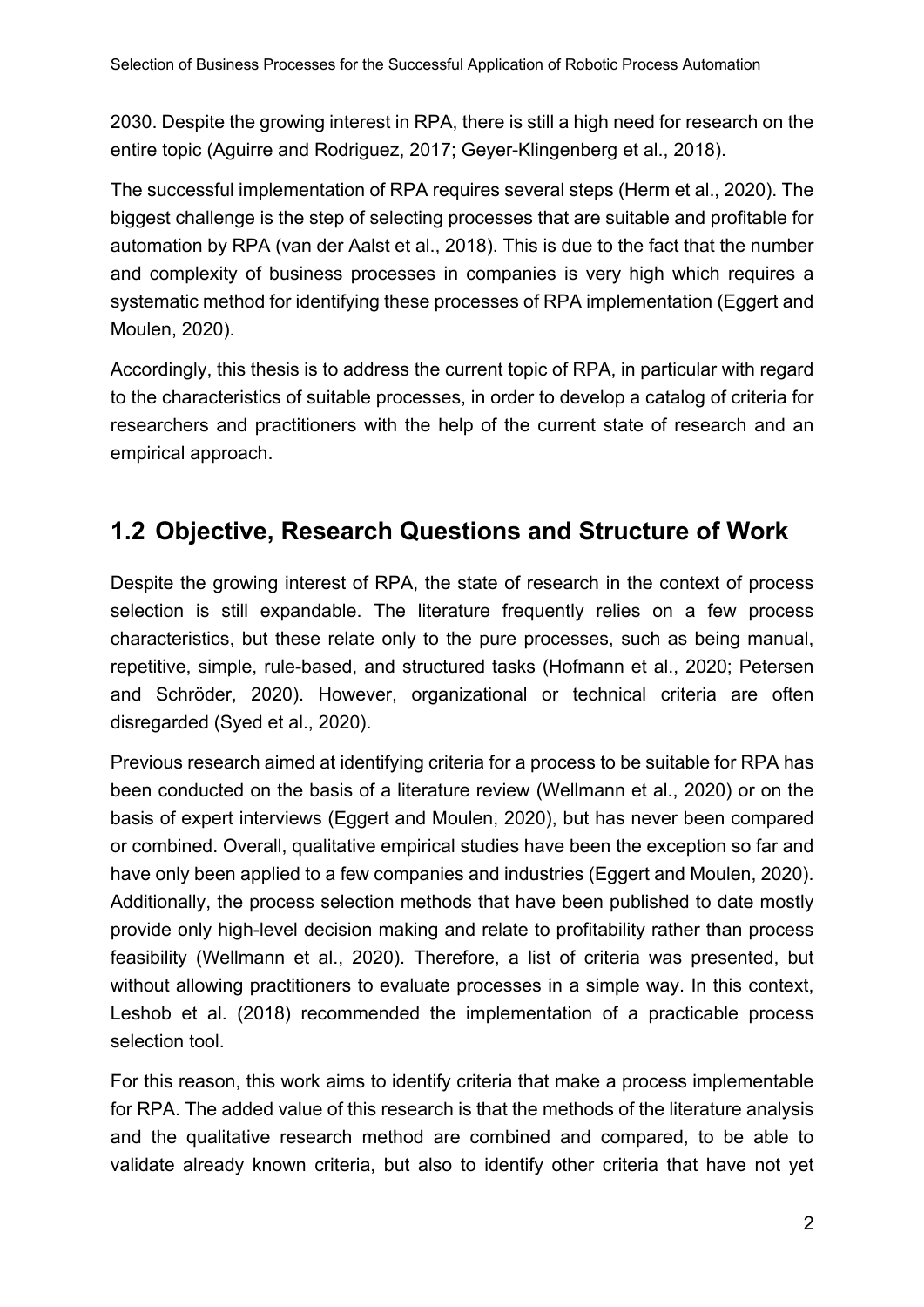2030. Despite the growing interest in RPA, there is still a high need for research on the entire topic (Aguirre and Rodriguez, 2017; Geyer-Klingenberg et al., 2018).

The successful implementation of RPA requires several steps (Herm et al., 2020). The biggest challenge is the step of selecting processes that are suitable and profitable for automation by RPA (van der Aalst et al., 2018). This is due to the fact that the number and complexity of business processes in companies is very high which requires a systematic method for identifying these processes of RPA implementation (Eggert and Moulen, 2020).

Accordingly, this thesis is to address the current topic of RPA, in particular with regard to the characteristics of suitable processes, in order to develop a catalog of criteria for researchers and practitioners with the help of the current state of research and an empirical approach.

## 1.2 Objective, Research Questions and Structure of Work

Despite the growing interest of RPA, the state of research in the context of process selection is still expandable. The literature frequently relies on a few process characteristics, but these relate only to the pure processes, such as being manual, repetitive, simple, rule-based, and structured tasks (Hofmann et al., 2020; Petersen and Schröder, 2020). However, organizational or technical criteria are often disregarded (Syed et al., 2020).

Previous research aimed at identifying criteria for a process to be suitable for RPA has been conducted on the basis of a literature review (Wellmann et al., 2020) or on the basis of expert interviews (Eggert and Moulen, 2020), but has never been compared or combined. Overall, qualitative empirical studies have been the exception so far and have only been applied to a few companies and industries (Eggert and Moulen, 2020). Additionally, the process selection methods that have been published to date mostly provide only high-level decision making and relate to profitability rather than process feasibility (Wellmann et al., 2020). Therefore, a list of criteria was presented, but without allowing practitioners to evaluate processes in a simple way. In this context, Leshob et al. (2018) recommended the implementation of a practicable process selection tool.

For this reason, this work aims to identify criteria that make a process implementable for RPA. The added value of this research is that the methods of the literature analysis and the qualitative research method are combined and compared, to be able to validate already known criteria, but also to identify other criteria that have not yet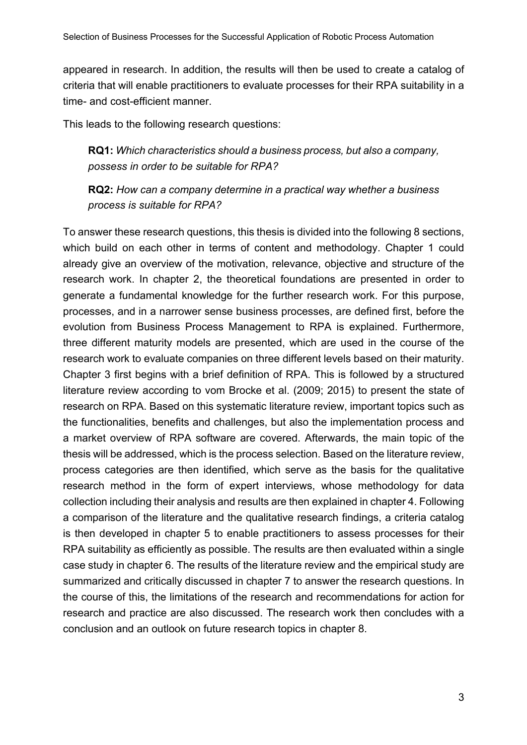appeared in research. In addition, the results will then be used to create a catalog of criteria that will enable practitioners to evaluate processes for their RPA suitability in a time- and cost-efficient manner.

This leads to the following research questions:

> **RQ1:** *Which characteristics should a business process, but also a company, possess in order to be suitable for RPA?*
>
> **RQ2:** *How can a company determine in a practical way whether a business process is suitable for RPA?*

To answer these research questions, this thesis is divided into the following 8 sections, which build on each other in terms of content and methodology. Chapter 1 could already give an overview of the motivation, relevance, objective and structure of the research work. In chapter 2, the theoretical foundations are presented in order to generate a fundamental knowledge for the further research work. For this purpose, processes, and in a narrower sense business processes, are defined first, before the evolution from Business Process Management to RPA is explained. Furthermore, three different maturity models are presented, which are used in the course of the research work to evaluate companies on three different levels based on their maturity. Chapter 3 first begins with a brief definition of RPA. This is followed by a structured literature review according to vom Brocke et al. (2009; 2015) to present the state of research on RPA. Based on this systematic literature review, important topics such as the functionalities, benefits and challenges, but also the implementation process and a market overview of RPA software are covered. Afterwards, the main topic of the thesis will be addressed, which is the process selection. Based on the literature review, process categories are then identified, which serve as the basis for the qualitative research method in the form of expert interviews, whose methodology for data collection including their analysis and results are then explained in chapter 4. Following a comparison of the literature and the qualitative research findings, a criteria catalog is then developed in chapter 5 to enable practitioners to assess processes for their RPA suitability as efficiently as possible. The results are then evaluated within a single case study in chapter 6. The results of the literature review and the empirical study are summarized and critically discussed in chapter 7 to answer the research questions. In the course of this, the limitations of the research and recommendations for action for research and practice are also discussed. The research work then concludes with a conclusion and an outlook on future research topics in chapter 8.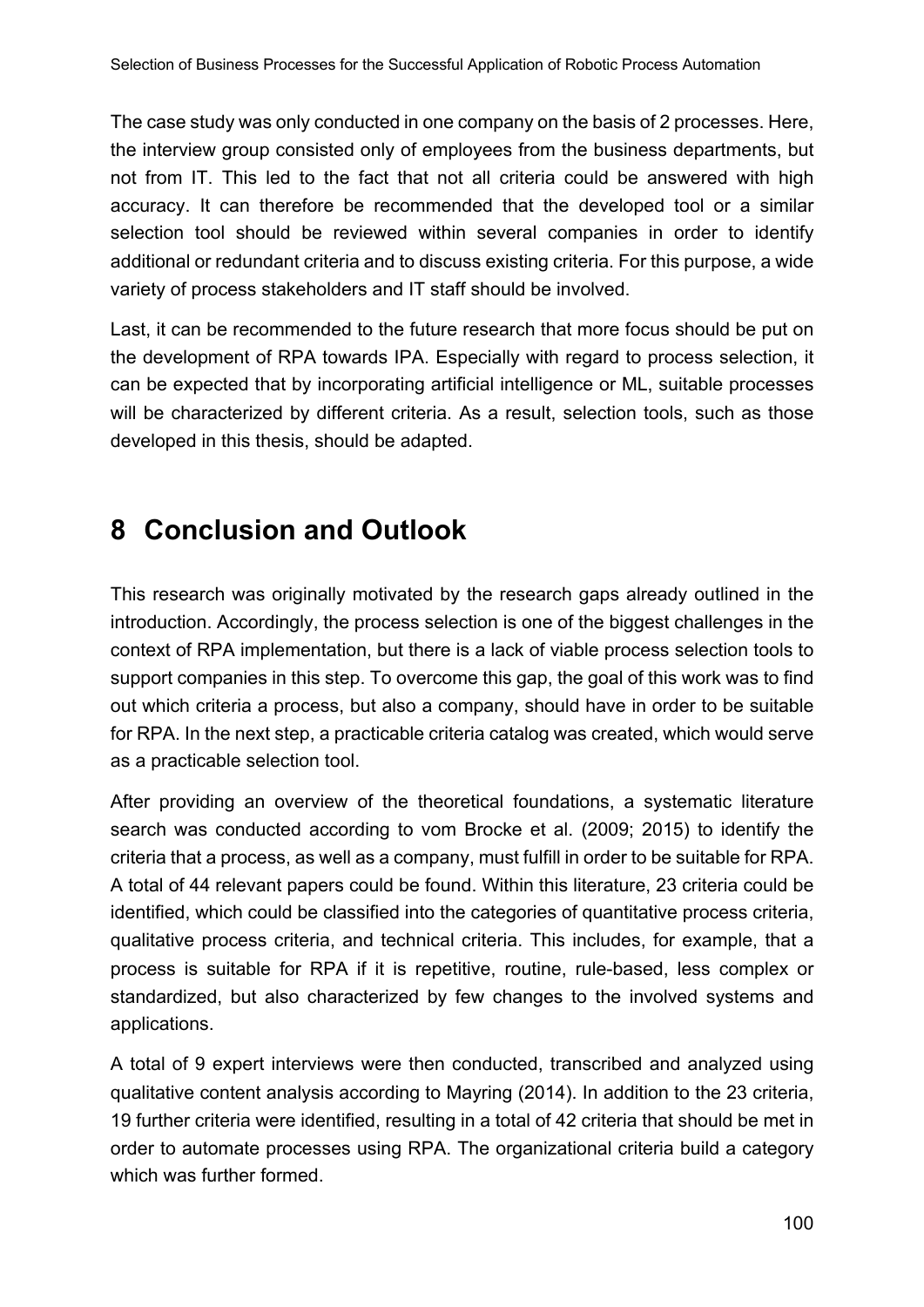The case study was only conducted in one company on the basis of 2 processes. Here, the interview group consisted only of employees from the business departments, but not from IT. This led to the fact that not all criteria could be answered with high accuracy. It can therefore be recommended that the developed tool or a similar selection tool should be reviewed within several companies in order to identify additional or redundant criteria and to discuss existing criteria. For this purpose, a wide variety of process stakeholders and IT staff should be involved.

Last, it can be recommended to the future research that more focus should be put on the development of RPA towards IPA. Especially with regard to process selection, it can be expected that by incorporating artificial intelligence or ML, suitable processes will be characterized by different criteria. As a result, selection tools, such as those developed in this thesis, should be adapted.

# 8 Conclusion and Outlook

This research was originally motivated by the research gaps already outlined in the introduction. Accordingly, the process selection is one of the biggest challenges in the context of RPA implementation, but there is a lack of viable process selection tools to support companies in this step. To overcome this gap, the goal of this work was to find out which criteria a process, but also a company, should have in order to be suitable for RPA. In the next step, a practicable criteria catalog was created, which would serve as a practicable selection tool.

After providing an overview of the theoretical foundations, a systematic literature search was conducted according to vom Brocke et al. (2009; 2015) to identify the criteria that a process, as well as a company, must fulfill in order to be suitable for RPA. A total of 44 relevant papers could be found. Within this literature, 23 criteria could be identified, which could be classified into the categories of quantitative process criteria, qualitative process criteria, and technical criteria. This includes, for example, that a process is suitable for RPA if it is repetitive, routine, rule-based, less complex or standardized, but also characterized by few changes to the involved systems and applications.

A total of 9 expert interviews were then conducted, transcribed and analyzed using qualitative content analysis according to Mayring (2014). In addition to the 23 criteria, 19 further criteria were identified, resulting in a total of 42 criteria that should be met in order to automate processes using RPA. The organizational criteria build a category which was further formed.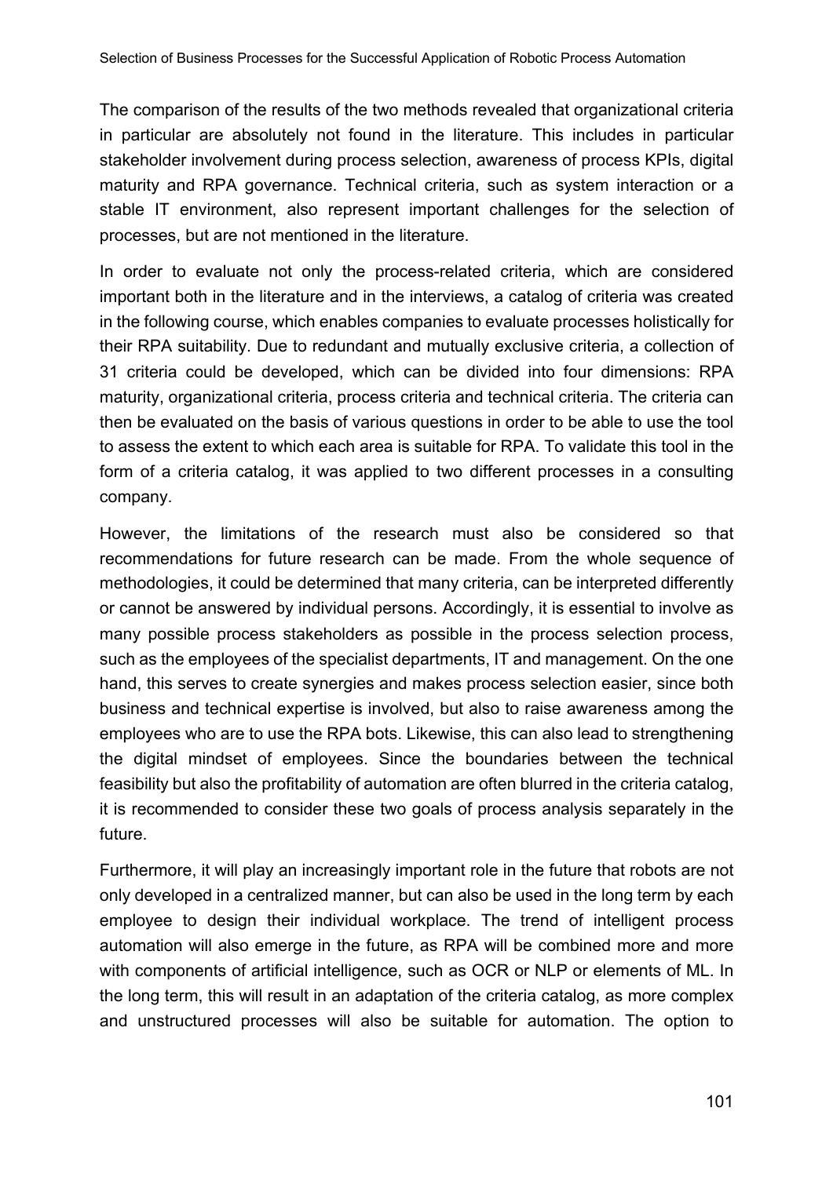The comparison of the results of the two methods revealed that organizational criteria in particular are absolutely not found in the literature. This includes in particular stakeholder involvement during process selection, awareness of process KPIs, digital maturity and RPA governance. Technical criteria, such as system interaction or a stable IT environment, also represent important challenges for the selection of processes, but are not mentioned in the literature.

In order to evaluate not only the process-related criteria, which are considered important both in the literature and in the interviews, a catalog of criteria was created in the following course, which enables companies to evaluate processes holistically for their RPA suitability. Due to redundant and mutually exclusive criteria, a collection of 31 criteria could be developed, which can be divided into four dimensions: RPA maturity, organizational criteria, process criteria and technical criteria. The criteria can then be evaluated on the basis of various questions in order to be able to use the tool to assess the extent to which each area is suitable for RPA. To validate this tool in the form of a criteria catalog, it was applied to two different processes in a consulting company.

However, the limitations of the research must also be considered so that recommendations for future research can be made. From the whole sequence of methodologies, it could be determined that many criteria, can be interpreted differently or cannot be answered by individual persons. Accordingly, it is essential to involve as many possible process stakeholders as possible in the process selection process, such as the employees of the specialist departments, IT and management. On the one hand, this serves to create synergies and makes process selection easier, since both business and technical expertise is involved, but also to raise awareness among the employees who are to use the RPA bots. Likewise, this can also lead to strengthening the digital mindset of employees. Since the boundaries between the technical feasibility but also the profitability of automation are often blurred in the criteria catalog, it is recommended to consider these two goals of process analysis separately in the future.

Furthermore, it will play an increasingly important role in the future that robots are not only developed in a centralized manner, but can also be used in the long term by each employee to design their individual workplace. The trend of intelligent process automation will also emerge in the future, as RPA will be combined more and more with components of artificial intelligence, such as OCR or NLP or elements of ML. In the long term, this will result in an adaptation of the criteria catalog, as more complex and unstructured processes will also be suitable for automation. The option to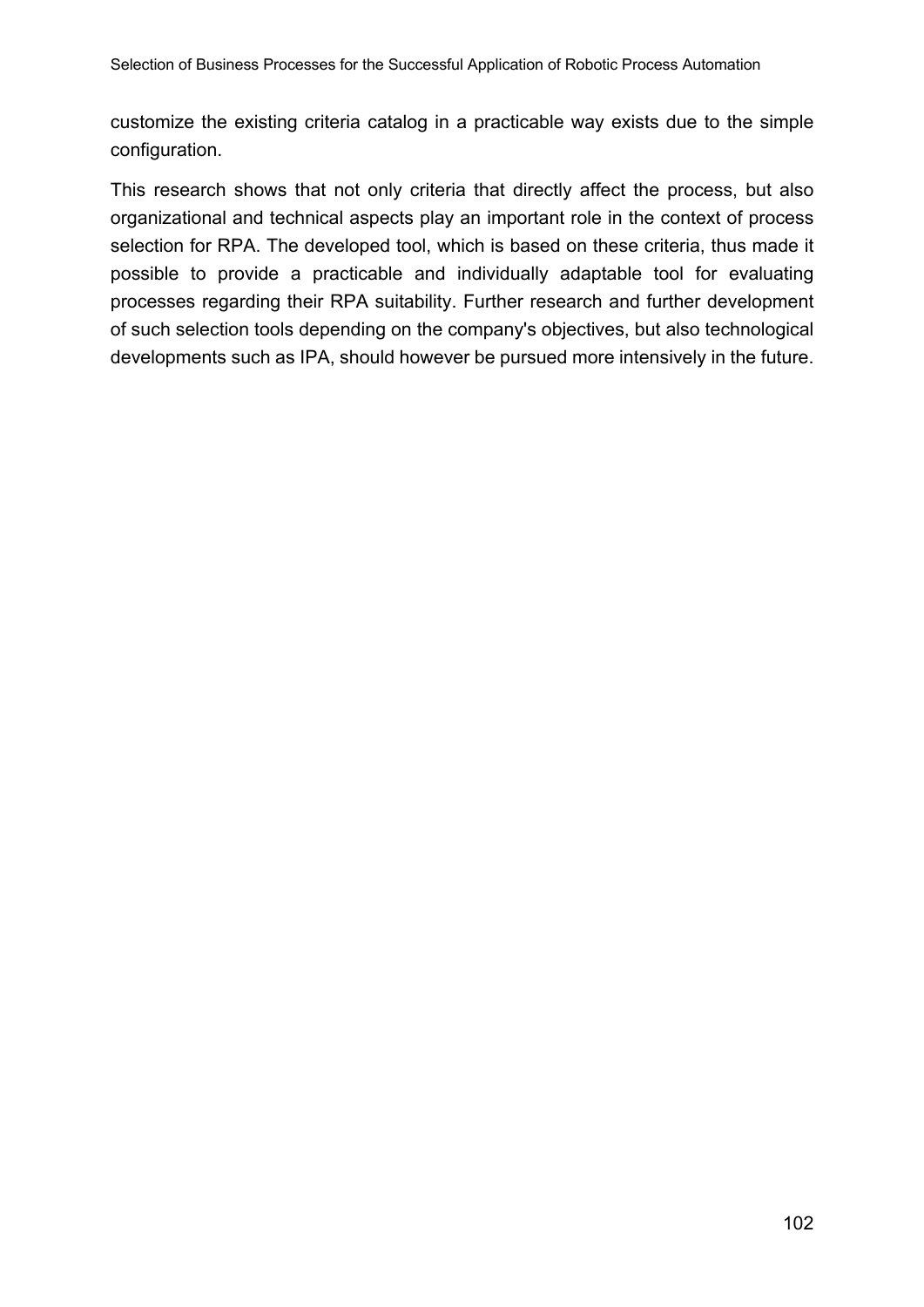customize the existing criteria catalog in a practicable way exists due to the simple configuration.

This research shows that not only criteria that directly affect the process, but also organizational and technical aspects play an important role in the context of process selection for RPA. The developed tool, which is based on these criteria, thus made it possible to provide a practicable and individually adaptable tool for evaluating processes regarding their RPA suitability. Further research and further development of such selection tools depending on the company's objectives, but also technological developments such as IPA, should however be pursued more intensively in the future.